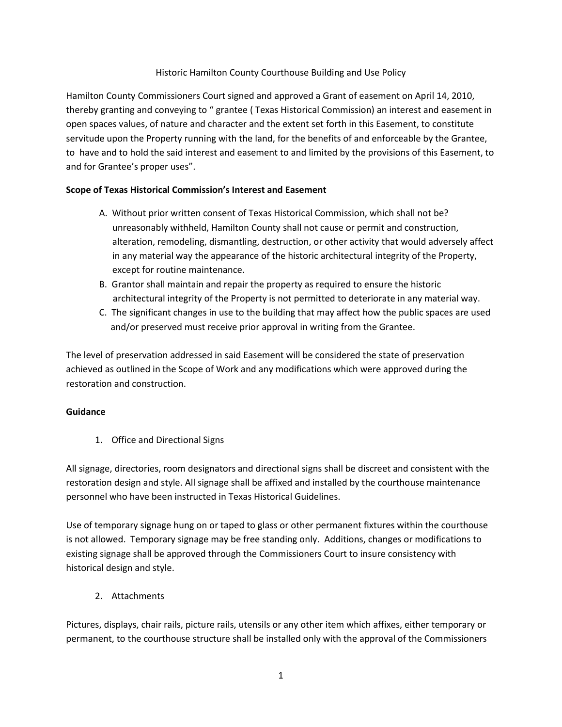# Historic Hamilton County Courthouse Building and Use Policy

Hamilton County Commissioners Court signed and approved a Grant of easement on April 14, 2010, thereby granting and conveying to " grantee ( Texas Historical Commission) an interest and easement in open spaces values, of nature and character and the extent set forth in this Easement, to constitute servitude upon the Property running with the land, for the benefits of and enforceable by the Grantee, to have and to hold the said interest and easement to and limited by the provisions of this Easement, to and for Grantee's proper uses".

**Scope of Texas Historical Commission's Interest and Easement**

A. Without prior written consent of Texas Historical Commission, which shall not be? unreasonably withheld, Hamilton County shall not cause or permit and construction, alteration, remodeling, dismantling, destruction, or other activity that would adversely affect in any material way the appearance of the historic architectural integrity of the Property, except for routine maintenance.
B. Grantor shall maintain and repair the property as required to ensure the historic architectural integrity of the Property is not permitted to deteriorate in any material way.
C. The significant changes in use to the building that may affect how the public spaces are used and/or preserved must receive prior approval in writing from the Grantee.

The level of preservation addressed in said Easement will be considered the state of preservation achieved as outlined in the Scope of Work and any modifications which were approved during the restoration and construction.

**Guidance**

1. Office and Directional Signs

All signage, directories, room designators and directional signs shall be discreet and consistent with the restoration design and style. All signage shall be affixed and installed by the courthouse maintenance personnel who have been instructed in Texas Historical Guidelines.

Use of temporary signage hung on or taped to glass or other permanent fixtures within the courthouse is not allowed. Temporary signage may be free standing only. Additions, changes or modifications to existing signage shall be approved through the Commissioners Court to insure consistency with historical design and style.

2. Attachments

Pictures, displays, chair rails, picture rails, utensils or any other item which affixes, either temporary or permanent, to the courthouse structure shall be installed only with the approval of the Commissioners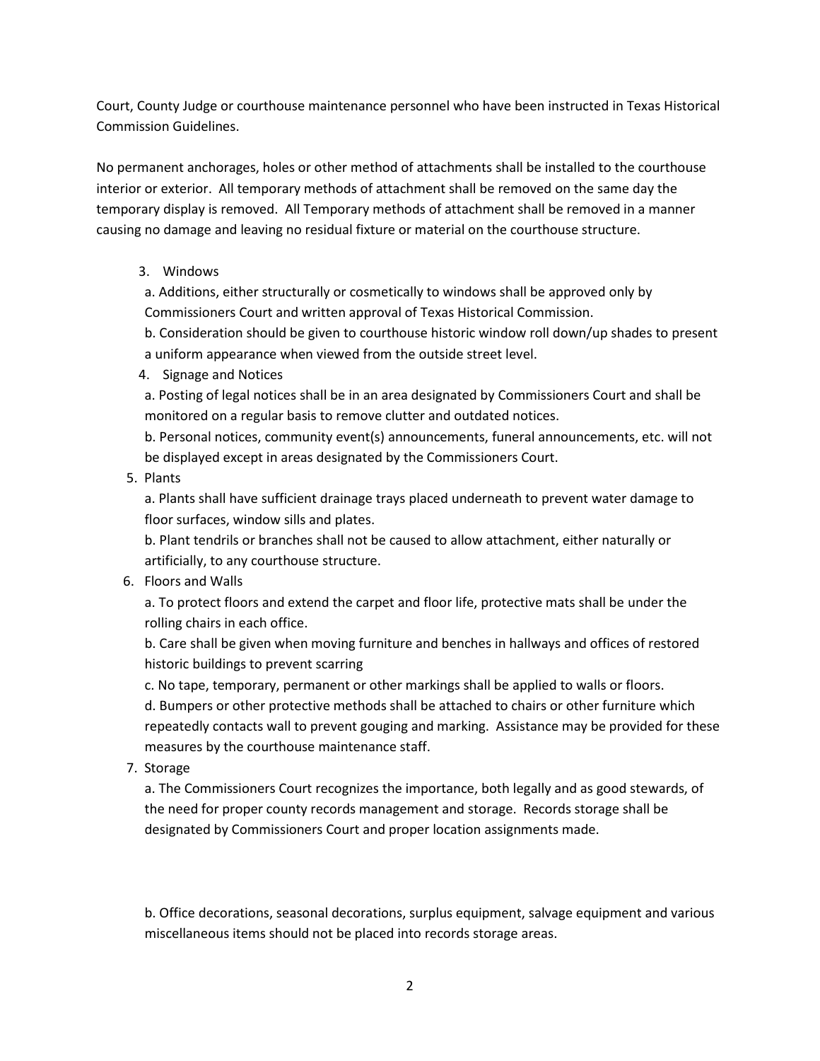Court, County Judge or courthouse maintenance personnel who have been instructed in Texas Historical Commission Guidelines.

No permanent anchorages, holes or other method of attachments shall be installed to the courthouse interior or exterior. All temporary methods of attachment shall be removed on the same day the temporary display is removed. All Temporary methods of attachment shall be removed in a manner causing no damage and leaving no residual fixture or material on the courthouse structure.

3. Windows

   a. Additions, either structurally or cosmetically to windows shall be approved only by Commissioners Court and written approval of Texas Historical Commission.

   b. Consideration should be given to courthouse historic window roll down/up shades to present a uniform appearance when viewed from the outside street level.

4. Signage and Notices

   a. Posting of legal notices shall be in an area designated by Commissioners Court and shall be monitored on a regular basis to remove clutter and outdated notices.

   b. Personal notices, community event(s) announcements, funeral announcements, etc. will not be displayed except in areas designated by the Commissioners Court.

5. Plants

   a. Plants shall have sufficient drainage trays placed underneath to prevent water damage to floor surfaces, window sills and plates.

   b. Plant tendrils or branches shall not be caused to allow attachment, either naturally or artificially, to any courthouse structure.

6. Floors and Walls

   a. To protect floors and extend the carpet and floor life, protective mats shall be under the rolling chairs in each office.

   b. Care shall be given when moving furniture and benches in hallways and offices of restored historic buildings to prevent scarring

   c. No tape, temporary, permanent or other markings shall be applied to walls or floors.

   d. Bumpers or other protective methods shall be attached to chairs or other furniture which repeatedly contacts wall to prevent gouging and marking. Assistance may be provided for these measures by the courthouse maintenance staff.

7. Storage

   a. The Commissioners Court recognizes the importance, both legally and as good stewards, of the need for proper county records management and storage. Records storage shall be designated by Commissioners Court and proper location assignments made.

   b. Office decorations, seasonal decorations, surplus equipment, salvage equipment and various miscellaneous items should not be placed into records storage areas.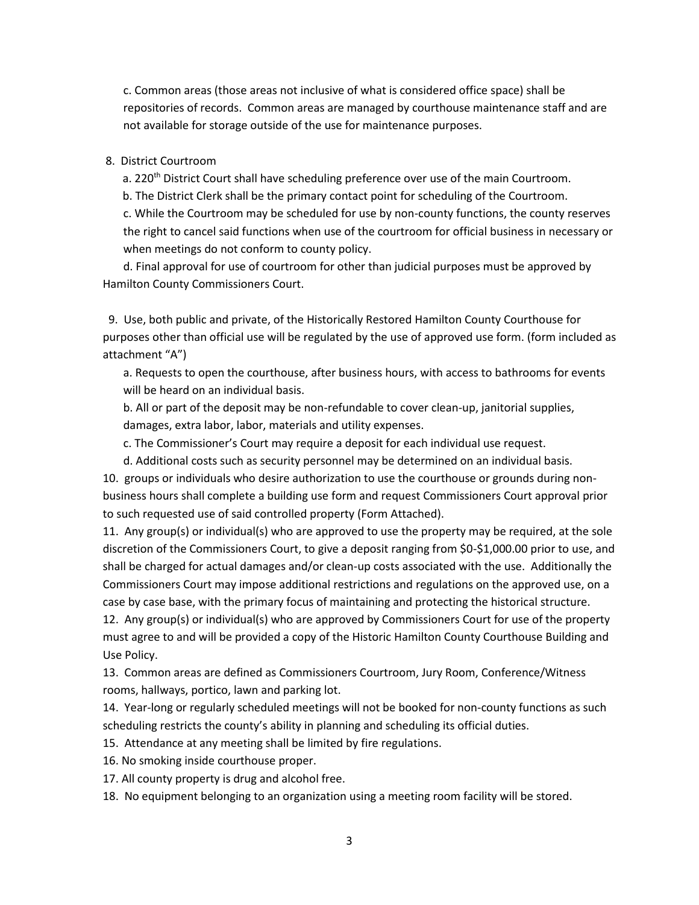c. Common areas (those areas not inclusive of what is considered office space) shall be repositories of records. Common areas are managed by courthouse maintenance staff and are not available for storage outside of the use for maintenance purposes.

8. District Courtroom

a. 220th District Court shall have scheduling preference over use of the main Courtroom.

b. The District Clerk shall be the primary contact point for scheduling of the Courtroom.

c. While the Courtroom may be scheduled for use by non-county functions, the county reserves the right to cancel said functions when use of the courtroom for official business in necessary or when meetings do not conform to county policy.

d. Final approval for use of courtroom for other than judicial purposes must be approved by Hamilton County Commissioners Court.

9. Use, both public and private, of the Historically Restored Hamilton County Courthouse for purposes other than official use will be regulated by the use of approved use form. (form included as attachment "A")

a. Requests to open the courthouse, after business hours, with access to bathrooms for events will be heard on an individual basis.

b. All or part of the deposit may be non-refundable to cover clean-up, janitorial supplies, damages, extra labor, labor, materials and utility expenses.

c. The Commissioner's Court may require a deposit for each individual use request.

d. Additional costs such as security personnel may be determined on an individual basis.

10. groups or individuals who desire authorization to use the courthouse or grounds during non-business hours shall complete a building use form and request Commissioners Court approval prior to such requested use of said controlled property (Form Attached).

11. Any group(s) or individual(s) who are approved to use the property may be required, at the sole discretion of the Commissioners Court, to give a deposit ranging from $0-$1,000.00 prior to use, and shall be charged for actual damages and/or clean-up costs associated with the use. Additionally the Commissioners Court may impose additional restrictions and regulations on the approved use, on a case by case base, with the primary focus of maintaining and protecting the historical structure.

12. Any group(s) or individual(s) who are approved by Commissioners Court for use of the property must agree to and will be provided a copy of the Historic Hamilton County Courthouse Building and Use Policy.

13. Common areas are defined as Commissioners Courtroom, Jury Room, Conference/Witness rooms, hallways, portico, lawn and parking lot.

14. Year-long or regularly scheduled meetings will not be booked for non-county functions as such scheduling restricts the county's ability in planning and scheduling its official duties.

15. Attendance at any meeting shall be limited by fire regulations.

16. No smoking inside courthouse proper.

17. All county property is drug and alcohol free.

18. No equipment belonging to an organization using a meeting room facility will be stored.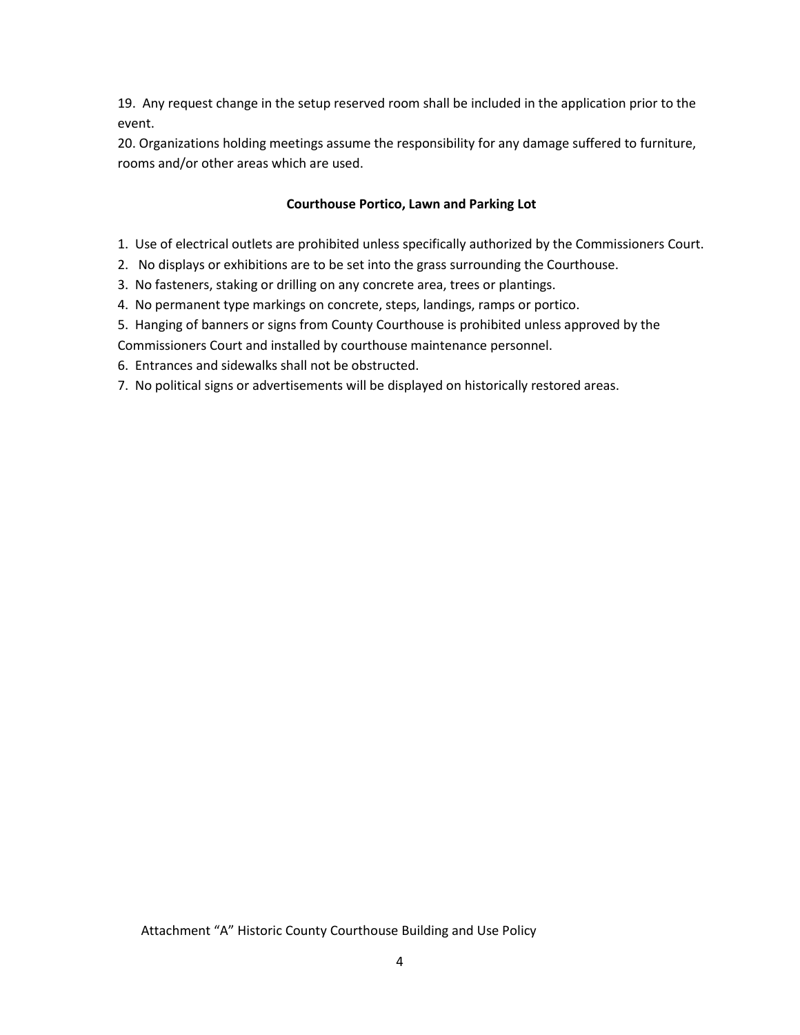19. Any request change in the setup reserved room shall be included in the application prior to the event.

20. Organizations holding meetings assume the responsibility for any damage suffered to furniture, rooms and/or other areas which are used.

**Courthouse Portico, Lawn and Parking Lot**

1. Use of electrical outlets are prohibited unless specifically authorized by the Commissioners Court.
2. No displays or exhibitions are to be set into the grass surrounding the Courthouse.
3. No fasteners, staking or drilling on any concrete area, trees or plantings.
4. No permanent type markings on concrete, steps, landings, ramps or portico.
5. Hanging of banners or signs from County Courthouse is prohibited unless approved by the Commissioners Court and installed by courthouse maintenance personnel.
6. Entrances and sidewalks shall not be obstructed.
7. No political signs or advertisements will be displayed on historically restored areas.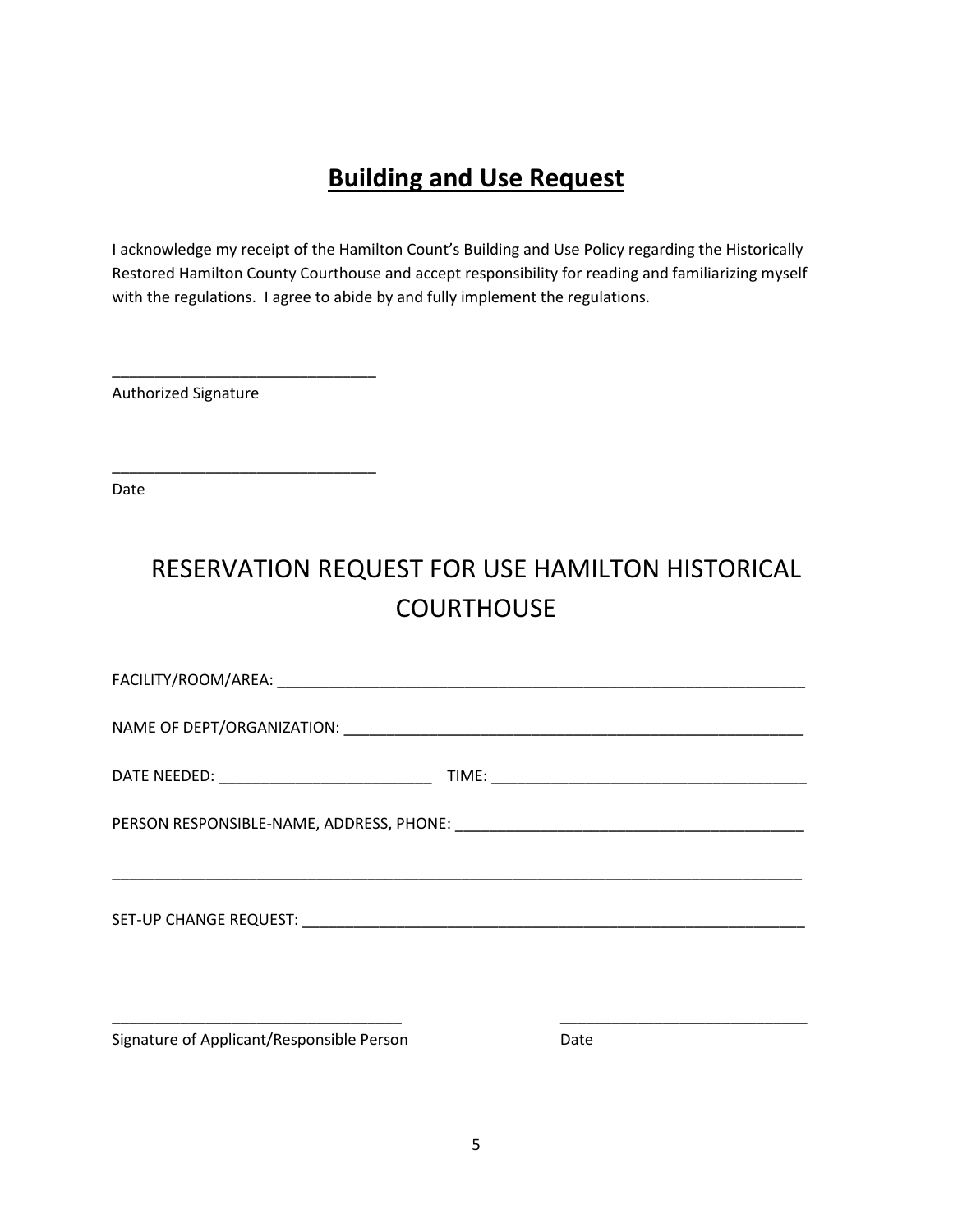# **Building and Use Request**

I acknowledge my receipt of the Hamilton Count's Building and Use Policy regarding the Historically Restored Hamilton County Courthouse and accept responsibility for reading and familiarizing myself with the regulations. I agree to abide by and fully implement the regulations.

_______________________________
Authorized Signature

_______________________________
Date

# RESERVATION REQUEST FOR USE HAMILTON HISTORICAL COURTHOUSE

FACILITY/ROOM/AREA: _________________________________________________________________

NAME OF DEPT/ORGANIZATION: __________________________________________________________

DATE NEEDED: _________________________ TIME: _____________________________________

PERSON RESPONSIBLE-NAME, ADDRESS, PHONE: _________________________________________

_____________________________________________________________________________________

SET-UP CHANGE REQUEST: ____________________________________________________________

__________________________________ _____________________________
Signature of Applicant/Responsible Person Date